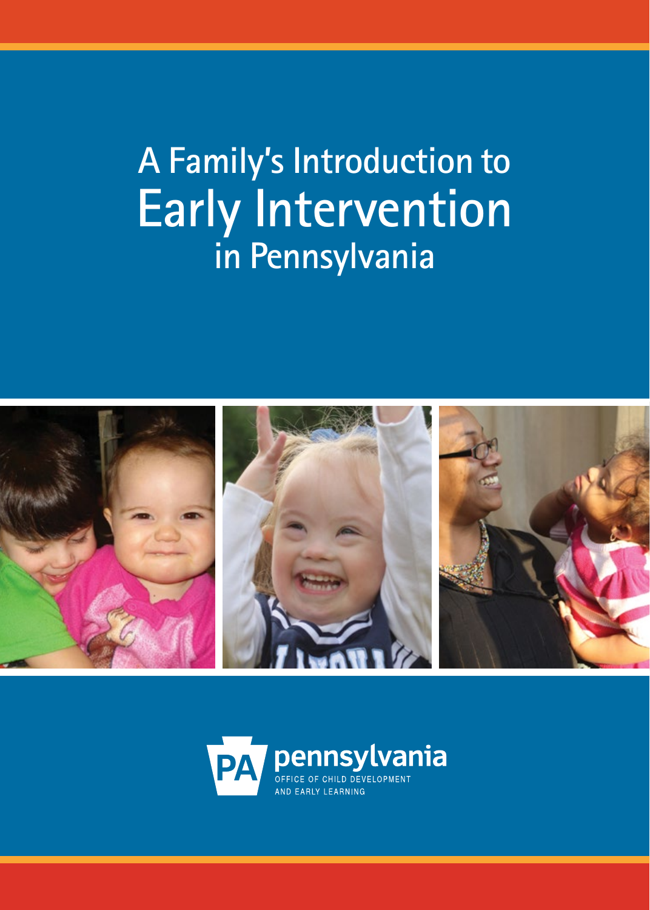# A Family's Introduction to Early Intervention in Pennsylvania

pennsylvania

OFFICE OF CHILD DEVELOPMENT AND EARLY LEARNING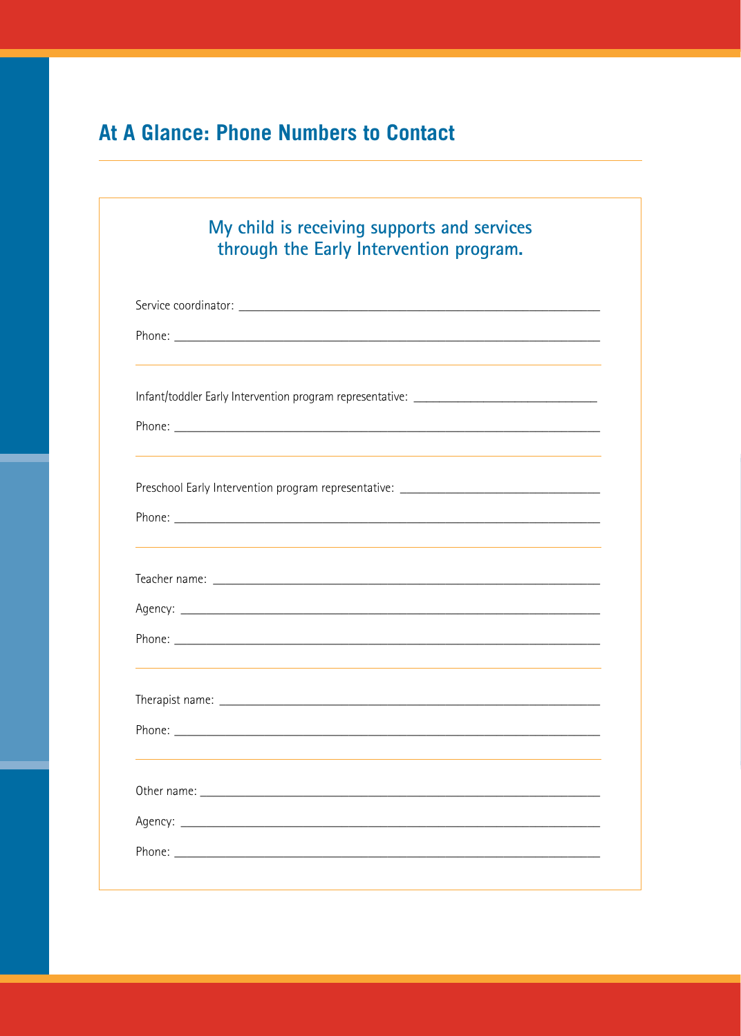## At A Glance: Phone Numbers to Contact

### My child is receiving supports and services through the Early Intervention program.

Service coordinator: ______________________________________________

Phone: ______________________________________________

---

Infant/toddler Early Intervention program representative: ______________________________

Phone: ______________________________________________

---

Preschool Early Intervention program representative: ______________________________

Phone: ______________________________________________

---

Teacher name: ______________________________________________

Agency: ______________________________________________

Phone: ______________________________________________

---

Therapist name: ______________________________________________

Phone: ______________________________________________

---

Other name: ______________________________________________

Agency: ______________________________________________

Phone: ______________________________________________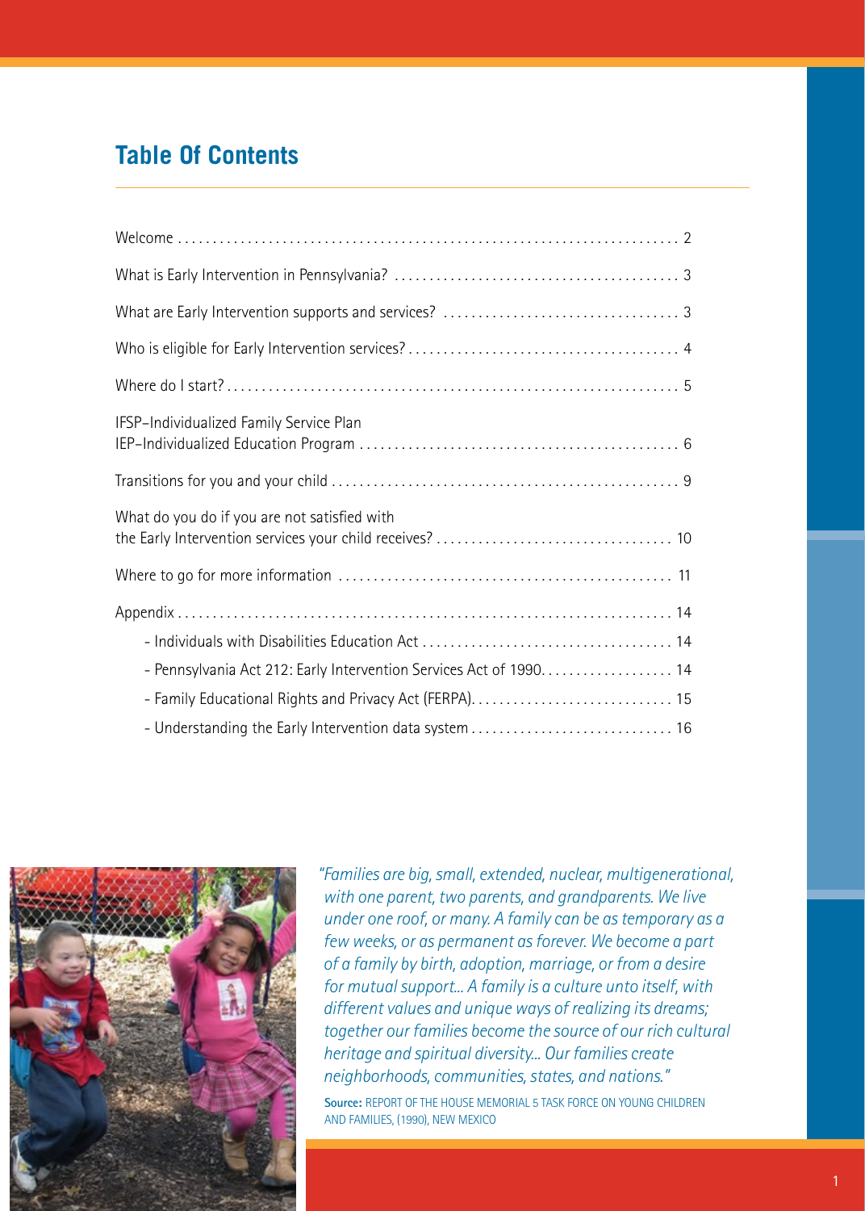## Table Of Contents

Welcome . . . . . . . . . . . . . . . . . . . . . . . . . . . . . . . . . . . . . . . . . . . . . . . . . . . . . . . . . . . . . . . . . . . . . . 2

What is Early Intervention in Pennsylvania? . . . . . . . . . . . . . . . . . . . . . . . . . . . . . . . . . . . . . . . . 3

What are Early Intervention supports and services? . . . . . . . . . . . . . . . . . . . . . . . . . . . . . . . . . 3

Who is eligible for Early Intervention services? . . . . . . . . . . . . . . . . . . . . . . . . . . . . . . . . . . . . . . 4

Where do I start? . . . . . . . . . . . . . . . . . . . . . . . . . . . . . . . . . . . . . . . . . . . . . . . . . . . . . . . . . . . . . . . . 5

IFSP–Individualized Family Service Plan
IEP–Individualized Education Program . . . . . . . . . . . . . . . . . . . . . . . . . . . . . . . . . . . . . . . . . . . . . 6

Transitions for you and your child . . . . . . . . . . . . . . . . . . . . . . . . . . . . . . . . . . . . . . . . . . . . . . . . 9

What do you do if you are not satisfied with
the Early Intervention services your child receives? . . . . . . . . . . . . . . . . . . . . . . . . . . . . . . . . . 10

Where to go for more information . . . . . . . . . . . . . . . . . . . . . . . . . . . . . . . . . . . . . . . . . . . . . . . 11

Appendix . . . . . . . . . . . . . . . . . . . . . . . . . . . . . . . . . . . . . . . . . . . . . . . . . . . . . . . . . . . . . . . . . . . . 14

- Individuals with Disabilities Education Act . . . . . . . . . . . . . . . . . . . . . . . . . . . . . . . . . . . 14
- Pennsylvania Act 212: Early Intervention Services Act of 1990. . . . . . . . . . . . . . . . . . . 14
- Family Educational Rights and Privacy Act (FERPA). . . . . . . . . . . . . . . . . . . . . . . . . . . . 15
- Understanding the Early Intervention data system . . . . . . . . . . . . . . . . . . . . . . . . . . . . 16

*"Families are big, small, extended, nuclear, multigenerational, with one parent, two parents, and grandparents. We live under one roof, or many. A family can be as temporary as a few weeks, or as permanent as forever. We become a part of a family by birth, adoption, marriage, or from a desire for mutual support... A family is a culture unto itself, with different values and unique ways of realizing its dreams; together our families become the source of our rich cultural heritage and spiritual diversity... Our families create neighborhoods, communities, states, and nations."*

**Source:** REPORT OF THE HOUSE MEMORIAL 5 TASK FORCE ON YOUNG CHILDREN AND FAMILIES, (1990), NEW MEXICO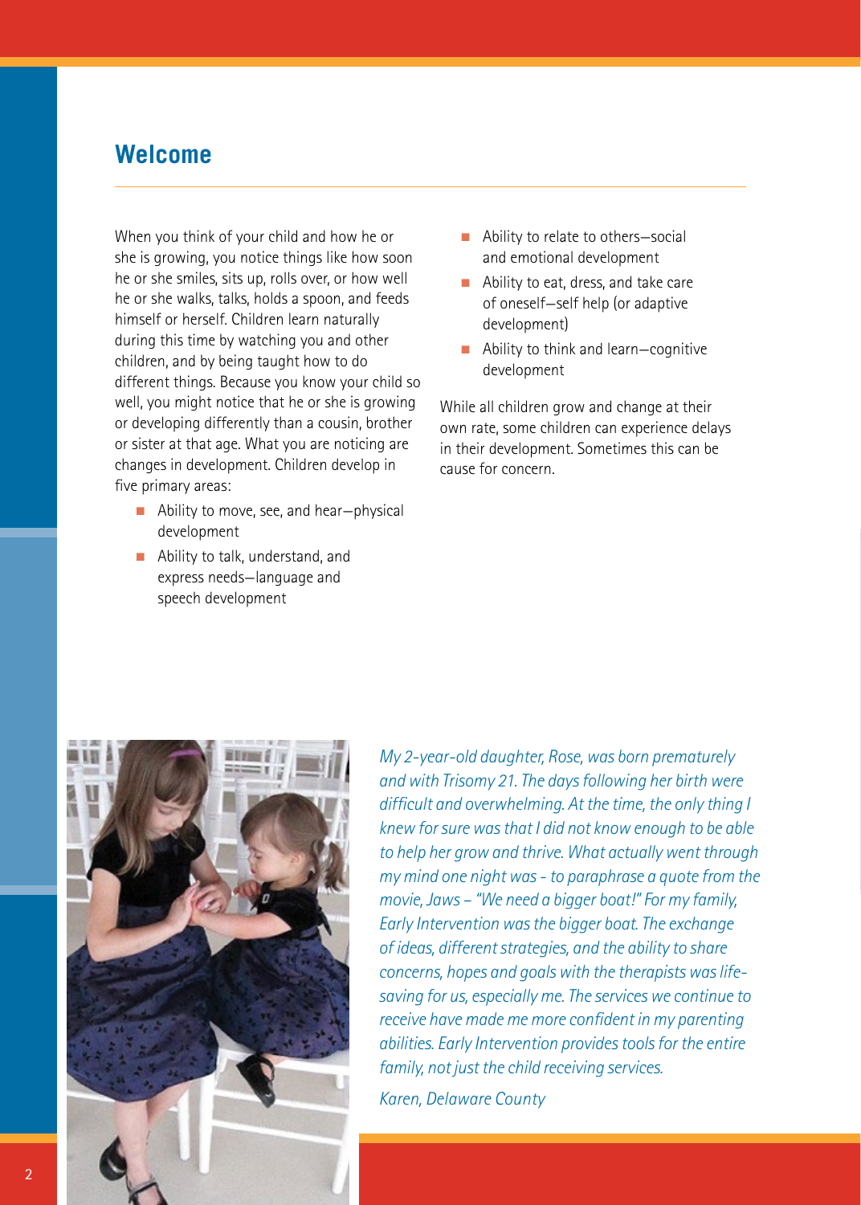## Welcome

When you think of your child and how he or she is growing, you notice things like how soon he or she smiles, sits up, rolls over, or how well he or she walks, talks, holds a spoon, and feeds himself or herself. Children learn naturally during this time by watching you and other children, and by being taught how to do different things. Because you know your child so well, you might notice that he or she is growing or developing differently than a cousin, brother or sister at that age. What you are noticing are changes in development. Children develop in five primary areas:

- Ability to move, see, and hear—physical development
- Ability to talk, understand, and express needs—language and speech development
- Ability to relate to others—social and emotional development
- Ability to eat, dress, and take care of oneself—self help (or adaptive development)
- Ability to think and learn—cognitive development

While all children grow and change at their own rate, some children can experience delays in their development. Sometimes this can be cause for concern.

*My 2-year-old daughter, Rose, was born prematurely and with Trisomy 21. The days following her birth were difficult and overwhelming. At the time, the only thing I knew for sure was that I did not know enough to be able to help her grow and thrive. What actually went through my mind one night was - to paraphrase a quote from the movie, Jaws – "We need a bigger boat!" For my family, Early Intervention was the bigger boat. The exchange of ideas, different strategies, and the ability to share concerns, hopes and goals with the therapists was life-saving for us, especially me. The services we continue to receive have made me more confident in my parenting abilities. Early Intervention provides tools for the entire family, not just the child receiving services.*

*Karen, Delaware County*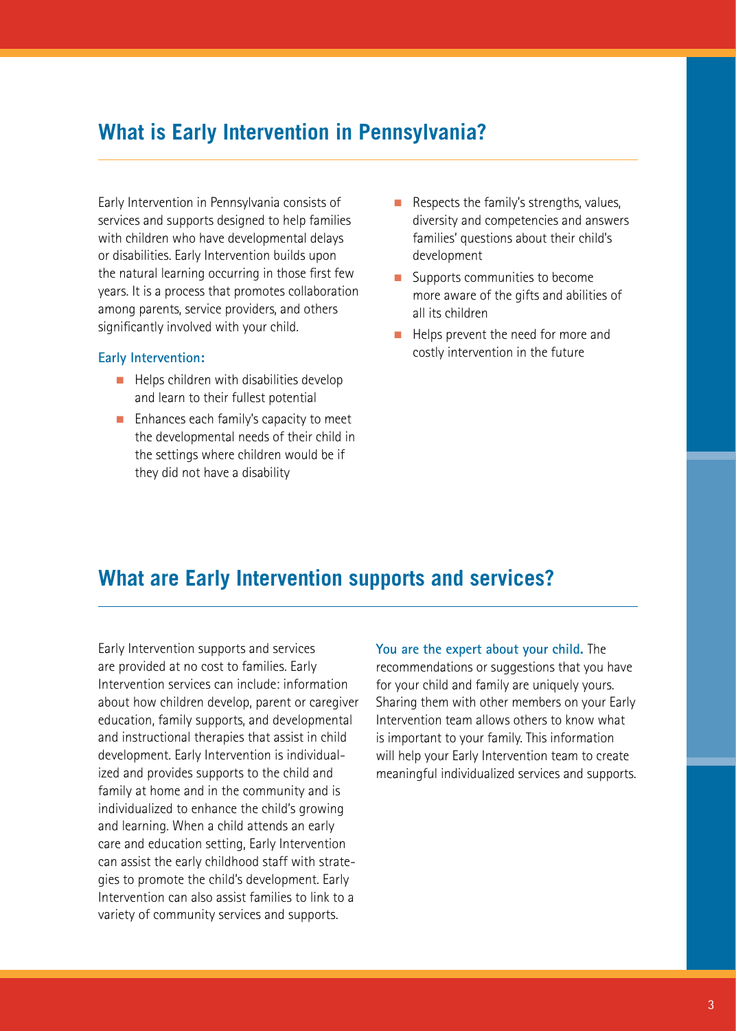## What is Early Intervention in Pennsylvania?

Early Intervention in Pennsylvania consists of services and supports designed to help families with children who have developmental delays or disabilities. Early Intervention builds upon the natural learning occurring in those first few years. It is a process that promotes collaboration among parents, service providers, and others significantly involved with your child.

**Early Intervention:**

- Helps children with disabilities develop and learn to their fullest potential
- Enhances each family's capacity to meet the developmental needs of their child in the settings where children would be if they did not have a disability
- Respects the family's strengths, values, diversity and competencies and answers families' questions about their child's development
- Supports communities to become more aware of the gifts and abilities of all its children
- Helps prevent the need for more and costly intervention in the future

## What are Early Intervention supports and services?

Early Intervention supports and services are provided at no cost to families. Early Intervention services can include: information about how children develop, parent or caregiver education, family supports, and developmental and instructional therapies that assist in child development. Early Intervention is individualized and provides supports to the child and family at home and in the community and is individualized to enhance the child's growing and learning. When a child attends an early care and education setting, Early Intervention can assist the early childhood staff with strategies to promote the child's development. Early Intervention can also assist families to link to a variety of community services and supports.

**You are the expert about your child.** The recommendations or suggestions that you have for your child and family are uniquely yours. Sharing them with other members on your Early Intervention team allows others to know what is important to your family. This information will help your Early Intervention team to create meaningful individualized services and supports.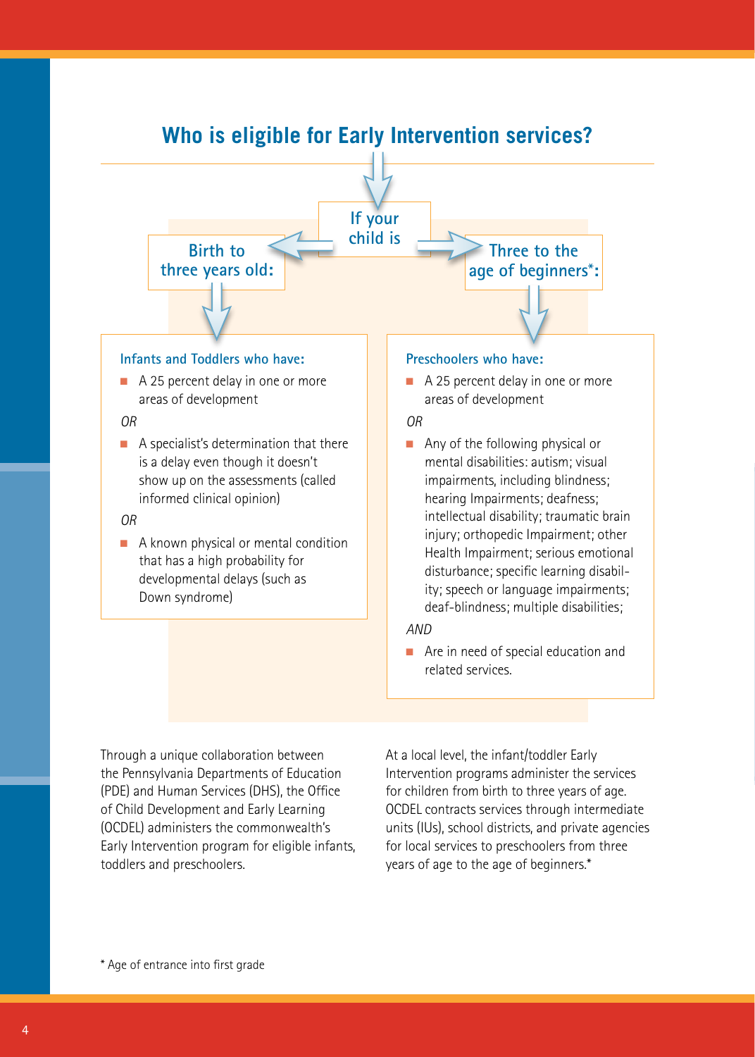# Who is eligible for Early Intervention services?

**If your child is**

## Birth to three years old:

**Infants and Toddlers who have:**

- A 25 percent delay in one or more areas of development

*OR*

- A specialist's determination that there is a delay even though it doesn't show up on the assessments (called informed clinical opinion)

*OR*

- A known physical or mental condition that has a high probability for developmental delays (such as Down syndrome)

## Three to the age of beginners*:

**Preschoolers who have:**

- A 25 percent delay in one or more areas of development

*OR*

- Any of the following physical or mental disabilities: autism; visual impairments, including blindness; hearing Impairments; deafness; intellectual disability; traumatic brain injury; orthopedic Impairment; other Health Impairment; serious emotional disturbance; specific learning disability; speech or language impairments; deaf-blindness; multiple disabilities;

*AND*

- Are in need of special education and related services.

Through a unique collaboration between the Pennsylvania Departments of Education (PDE) and Human Services (DHS), the Office of Child Development and Early Learning (OCDEL) administers the commonwealth's Early Intervention program for eligible infants, toddlers and preschoolers.

At a local level, the infant/toddler Early Intervention programs administer the services for children from birth to three years of age. OCDEL contracts services through intermediate units (IUs), school districts, and private agencies for local services to preschoolers from three years of age to the age of beginners.*

* Age of entrance into first grade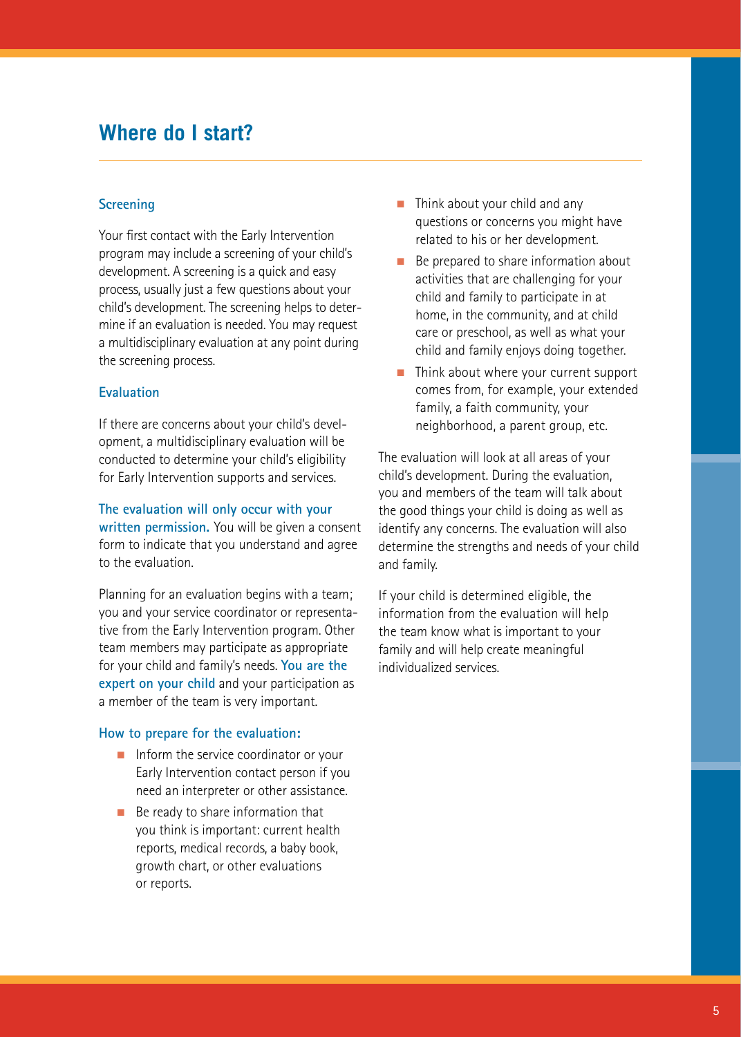## Where do I start?

### Screening

Your first contact with the Early Intervention program may include a screening of your child's development. A screening is a quick and easy process, usually just a few questions about your child's development. The screening helps to determine if an evaluation is needed. You may request a multidisciplinary evaluation at any point during the screening process.

### Evaluation

If there are concerns about your child's development, a multidisciplinary evaluation will be conducted to determine your child's eligibility for Early Intervention supports and services.

**The evaluation will only occur with your written permission.** You will be given a consent form to indicate that you understand and agree to the evaluation.

Planning for an evaluation begins with a team; you and your service coordinator or representative from the Early Intervention program. Other team members may participate as appropriate for your child and family's needs. **You are the expert on your child** and your participation as a member of the team is very important.

### How to prepare for the evaluation:

- Inform the service coordinator or your Early Intervention contact person if you need an interpreter or other assistance.
- Be ready to share information that you think is important: current health reports, medical records, a baby book, growth chart, or other evaluations or reports.
- Think about your child and any questions or concerns you might have related to his or her development.
- Be prepared to share information about activities that are challenging for your child and family to participate in at home, in the community, and at child care or preschool, as well as what your child and family enjoys doing together.
- Think about where your current support comes from, for example, your extended family, a faith community, your neighborhood, a parent group, etc.

The evaluation will look at all areas of your child's development. During the evaluation, you and members of the team will talk about the good things your child is doing as well as identify any concerns. The evaluation will also determine the strengths and needs of your child and family.

If your child is determined eligible, the information from the evaluation will help the team know what is important to your family and will help create meaningful individualized services.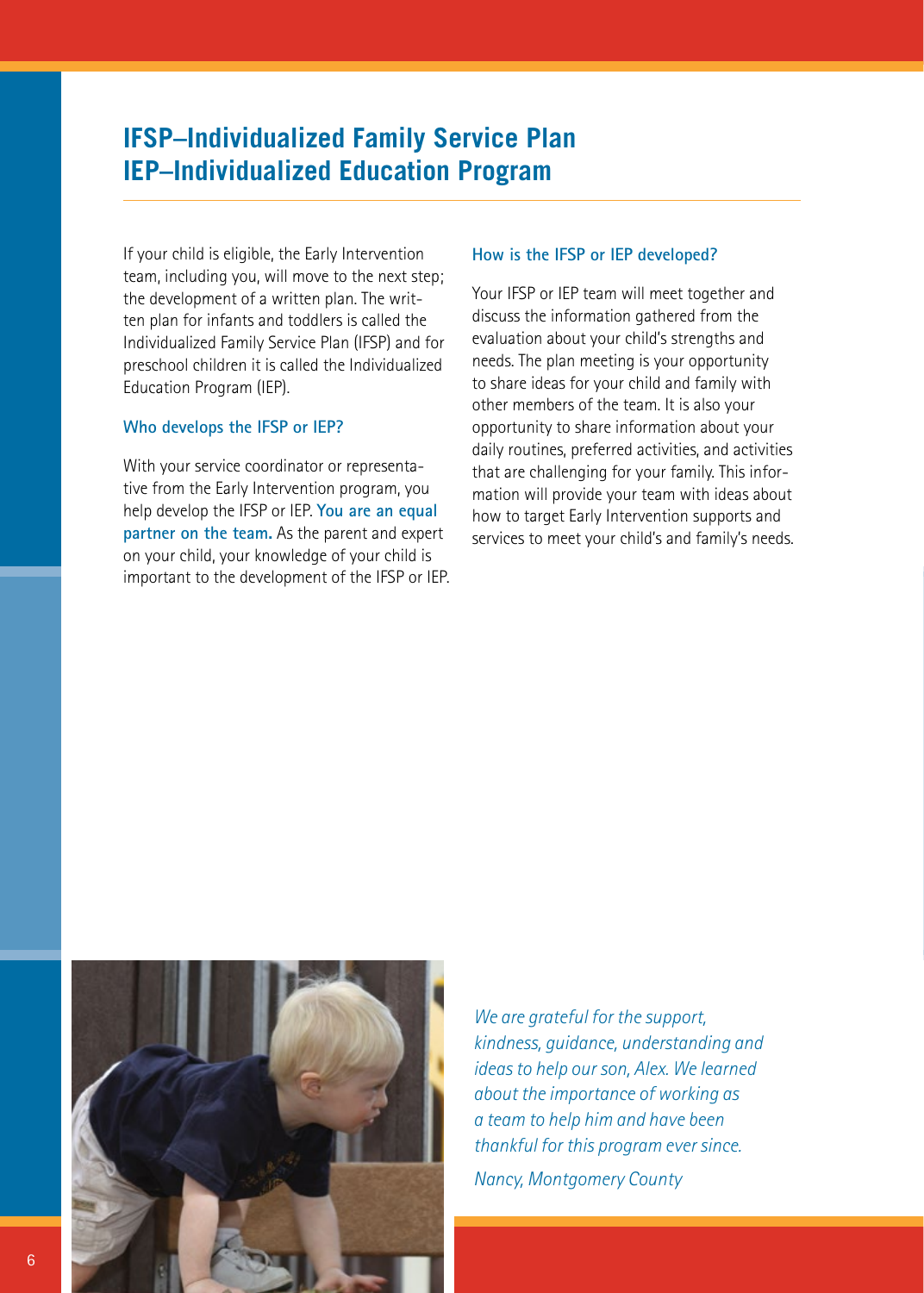# IFSP–Individualized Family Service Plan
# IEP–Individualized Education Program

If your child is eligible, the Early Intervention team, including you, will move to the next step; the development of a written plan. The written plan for infants and toddlers is called the Individualized Family Service Plan (IFSP) and for preschool children it is called the Individualized Education Program (IEP).

### Who develops the IFSP or IEP?

With your service coordinator or representative from the Early Intervention program, you help develop the IFSP or IEP. **You are an equal partner on the team.** As the parent and expert on your child, your knowledge of your child is important to the development of the IFSP or IEP.

### How is the IFSP or IEP developed?

Your IFSP or IEP team will meet together and discuss the information gathered from the evaluation about your child's strengths and needs. The plan meeting is your opportunity to share ideas for your child and family with other members of the team. It is also your opportunity to share information about your daily routines, preferred activities, and activities that are challenging for your family. This information will provide your team with ideas about how to target Early Intervention supports and services to meet your child's and family's needs.

*We are grateful for the support, kindness, guidance, understanding and ideas to help our son, Alex. We learned about the importance of working as a team to help him and have been thankful for this program ever since.*

*Nancy, Montgomery County*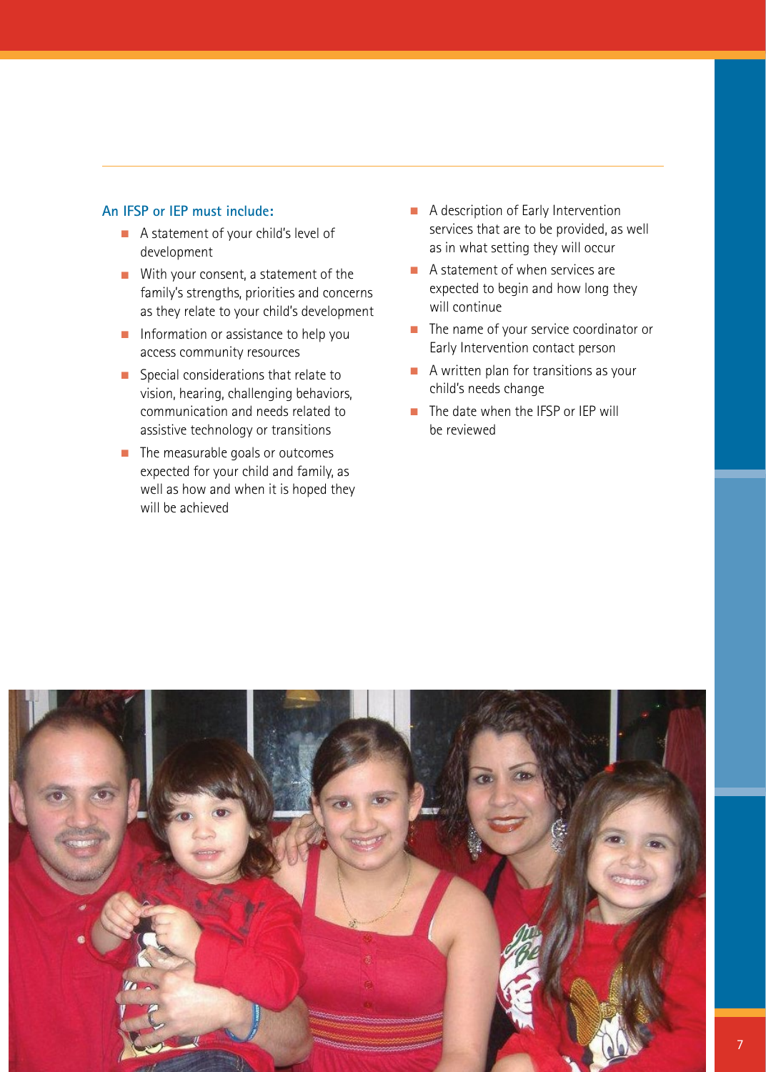**An IFSP or IEP must include:**

- A statement of your child's level of development
- With your consent, a statement of the family's strengths, priorities and concerns as they relate to your child's development
- Information or assistance to help you access community resources
- Special considerations that relate to vision, hearing, challenging behaviors, communication and needs related to assistive technology or transitions
- The measurable goals or outcomes expected for your child and family, as well as how and when it is hoped they will be achieved
- A description of Early Intervention services that are to be provided, as well as in what setting they will occur
- A statement of when services are expected to begin and how long they will continue
- The name of your service coordinator or Early Intervention contact person
- A written plan for transitions as your child's needs change
- The date when the IFSP or IEP will be reviewed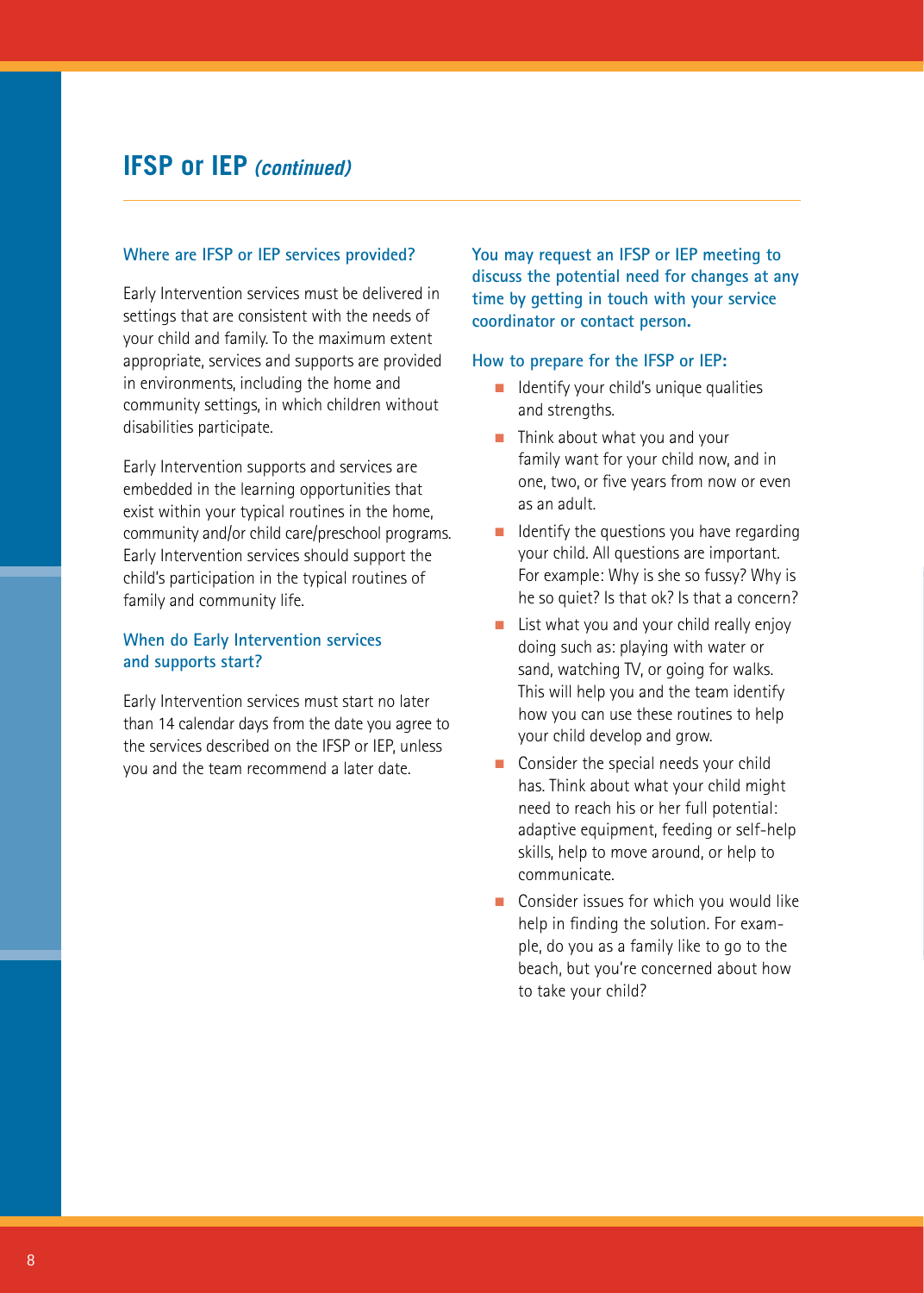## IFSP or IEP *(continued)*

### Where are IFSP or IEP services provided?

Early Intervention services must be delivered in settings that are consistent with the needs of your child and family. To the maximum extent appropriate, services and supports are provided in environments, including the home and community settings, in which children without disabilities participate.

Early Intervention supports and services are embedded in the learning opportunities that exist within your typical routines in the home, community and/or child care/preschool programs. Early Intervention services should support the child's participation in the typical routines of family and community life.

### When do Early Intervention services and supports start?

Early Intervention services must start no later than 14 calendar days from the date you agree to the services described on the IFSP or IEP, unless you and the team recommend a later date.

**You may request an IFSP or IEP meeting to discuss the potential need for changes at any time by getting in touch with your service coordinator or contact person.**

### How to prepare for the IFSP or IEP:

- Identify your child's unique qualities and strengths.
- Think about what you and your family want for your child now, and in one, two, or five years from now or even as an adult.
- Identify the questions you have regarding your child. All questions are important. For example: Why is she so fussy? Why is he so quiet? Is that ok? Is that a concern?
- List what you and your child really enjoy doing such as: playing with water or sand, watching TV, or going for walks. This will help you and the team identify how you can use these routines to help your child develop and grow.
- Consider the special needs your child has. Think about what your child might need to reach his or her full potential: adaptive equipment, feeding or self-help skills, help to move around, or help to communicate.
- Consider issues for which you would like help in finding the solution. For example, do you as a family like to go to the beach, but you're concerned about how to take your child?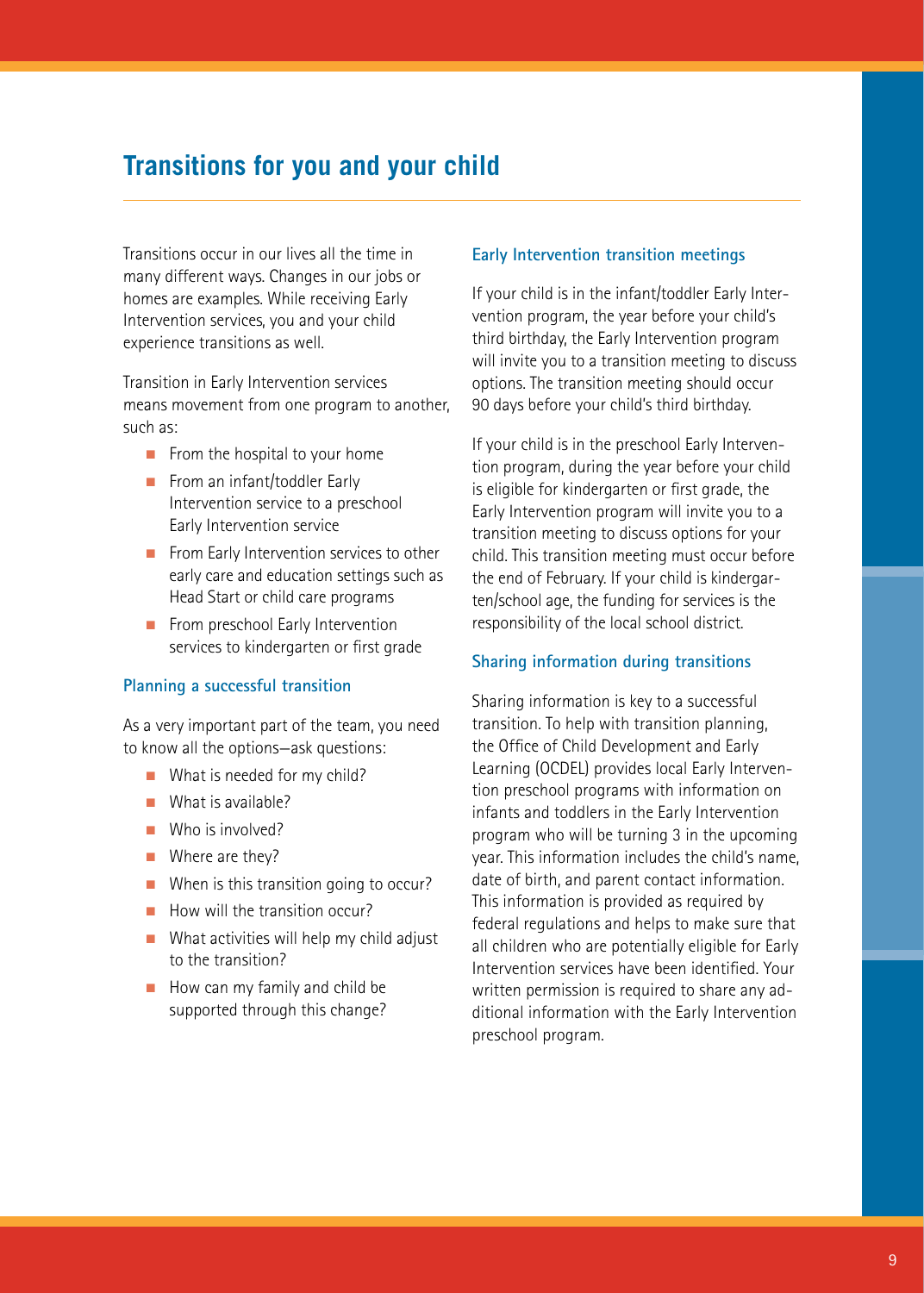## Transitions for you and your child

Transitions occur in our lives all the time in many different ways. Changes in our jobs or homes are examples. While receiving Early Intervention services, you and your child experience transitions as well.

Transition in Early Intervention services means movement from one program to another, such as:

- From the hospital to your home
- From an infant/toddler Early Intervention service to a preschool Early Intervention service
- From Early Intervention services to other early care and education settings such as Head Start or child care programs
- From preschool Early Intervention services to kindergarten or first grade

### Planning a successful transition

As a very important part of the team, you need to know all the options—ask questions:

- What is needed for my child?
- What is available?
- Who is involved?
- Where are they?
- When is this transition going to occur?
- How will the transition occur?
- What activities will help my child adjust to the transition?
- How can my family and child be supported through this change?

### Early Intervention transition meetings

If your child is in the infant/toddler Early Intervention program, the year before your child's third birthday, the Early Intervention program will invite you to a transition meeting to discuss options. The transition meeting should occur 90 days before your child's third birthday.

If your child is in the preschool Early Intervention program, during the year before your child is eligible for kindergarten or first grade, the Early Intervention program will invite you to a transition meeting to discuss options for your child. This transition meeting must occur before the end of February. If your child is kindergarten/school age, the funding for services is the responsibility of the local school district.

### Sharing information during transitions

Sharing information is key to a successful transition. To help with transition planning, the Office of Child Development and Early Learning (OCDEL) provides local Early Intervention preschool programs with information on infants and toddlers in the Early Intervention program who will be turning 3 in the upcoming year. This information includes the child's name, date of birth, and parent contact information. This information is provided as required by federal regulations and helps to make sure that all children who are potentially eligible for Early Intervention services have been identified. Your written permission is required to share any additional information with the Early Intervention preschool program.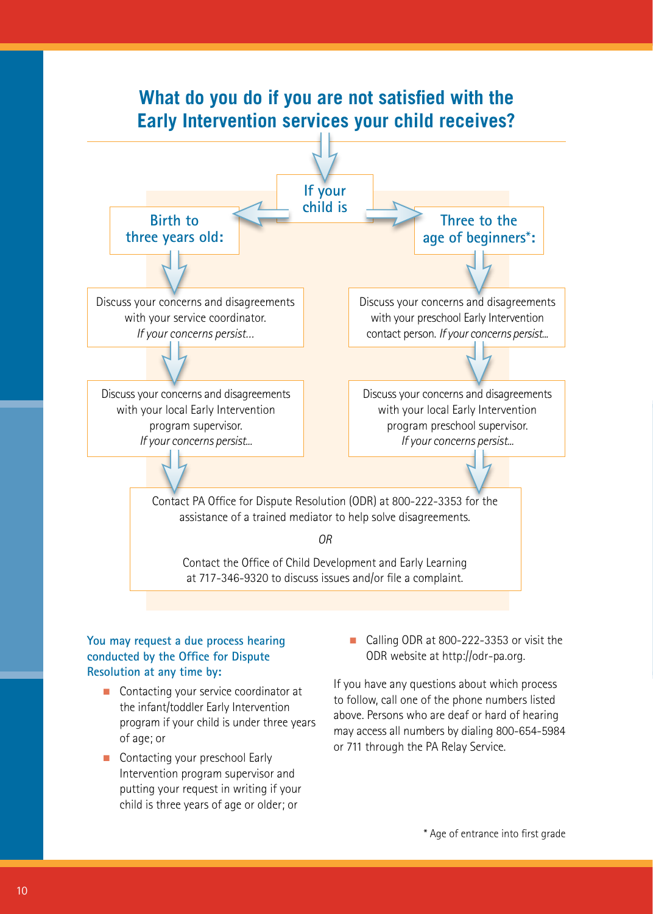## What do you do if you are not satisfied with the Early Intervention services your child receives?

**If your child is**

**Birth to three years old:**

Discuss your concerns and disagreements with your service coordinator. *If your concerns persist...*

Discuss your concerns and disagreements with your local Early Intervention program supervisor. *If your concerns persist...*

**Three to the age of beginners*:**

Discuss your concerns and disagreements with your preschool Early Intervention contact person. *If your concerns persist...*

Discuss your concerns and disagreements with your local Early Intervention program preschool supervisor. *If your concerns persist...*

Contact PA Office for Dispute Resolution (ODR) at 800-222-3353 for the assistance of a trained mediator to help solve disagreements.

*OR*

Contact the Office of Child Development and Early Learning at 717-346-9320 to discuss issues and/or file a complaint.

**You may request a due process hearing conducted by the Office for Dispute Resolution at any time by:**

- Contacting your service coordinator at the infant/toddler Early Intervention program if your child is under three years of age; or
- Contacting your preschool Early Intervention program supervisor and putting your request in writing if your child is three years of age or older; or
- Calling ODR at 800-222-3353 or visit the ODR website at http://odr-pa.org.

If you have any questions about which process to follow, call one of the phone numbers listed above. Persons who are deaf or hard of hearing may access all numbers by dialing 800-654-5984 or 711 through the PA Relay Service.

\* Age of entrance into first grade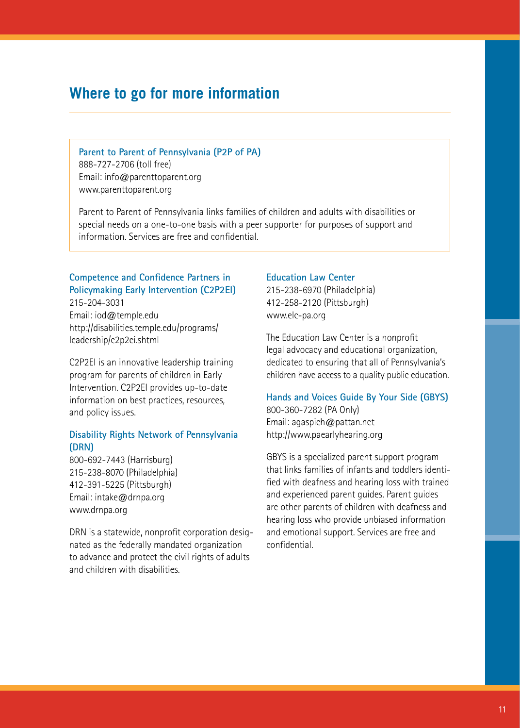## Where to go for more information

### Parent to Parent of Pennsylvania (P2P of PA)

888-727-2706 (toll free)
Email: info@parenttoparent.org
www.parenttoparent.org

Parent to Parent of Pennsylvania links families of children and adults with disabilities or special needs on a one-to-one basis with a peer supporter for purposes of support and information. Services are free and confidential.

### Competence and Confidence Partners in Policymaking Early Intervention (C2P2EI)

215-204-3031
Email: iod@temple.edu
http://disabilities.temple.edu/programs/leadership/c2p2ei.shtml

C2P2EI is an innovative leadership training program for parents of children in Early Intervention. C2P2EI provides up-to-date information on best practices, resources, and policy issues.

### Disability Rights Network of Pennsylvania (DRN)

800-692-7443 (Harrisburg)
215-238-8070 (Philadelphia)
412-391-5225 (Pittsburgh)
Email: intake@drnpa.org
www.drnpa.org

DRN is a statewide, nonprofit corporation designated as the federally mandated organization to advance and protect the civil rights of adults and children with disabilities.

### Education Law Center

215-238-6970 (Philadelphia)
412-258-2120 (Pittsburgh)
www.elc-pa.org

The Education Law Center is a nonprofit legal advocacy and educational organization, dedicated to ensuring that all of Pennsylvania's children have access to a quality public education.

### Hands and Voices Guide By Your Side (GBYS)

800-360-7282 (PA Only)
Email: agaspich@pattan.net
http://www.paearlyhearing.org

GBYS is a specialized parent support program that links families of infants and toddlers identified with deafness and hearing loss with trained and experienced parent guides. Parent guides are other parents of children with deafness and hearing loss who provide unbiased information and emotional support. Services are free and confidential.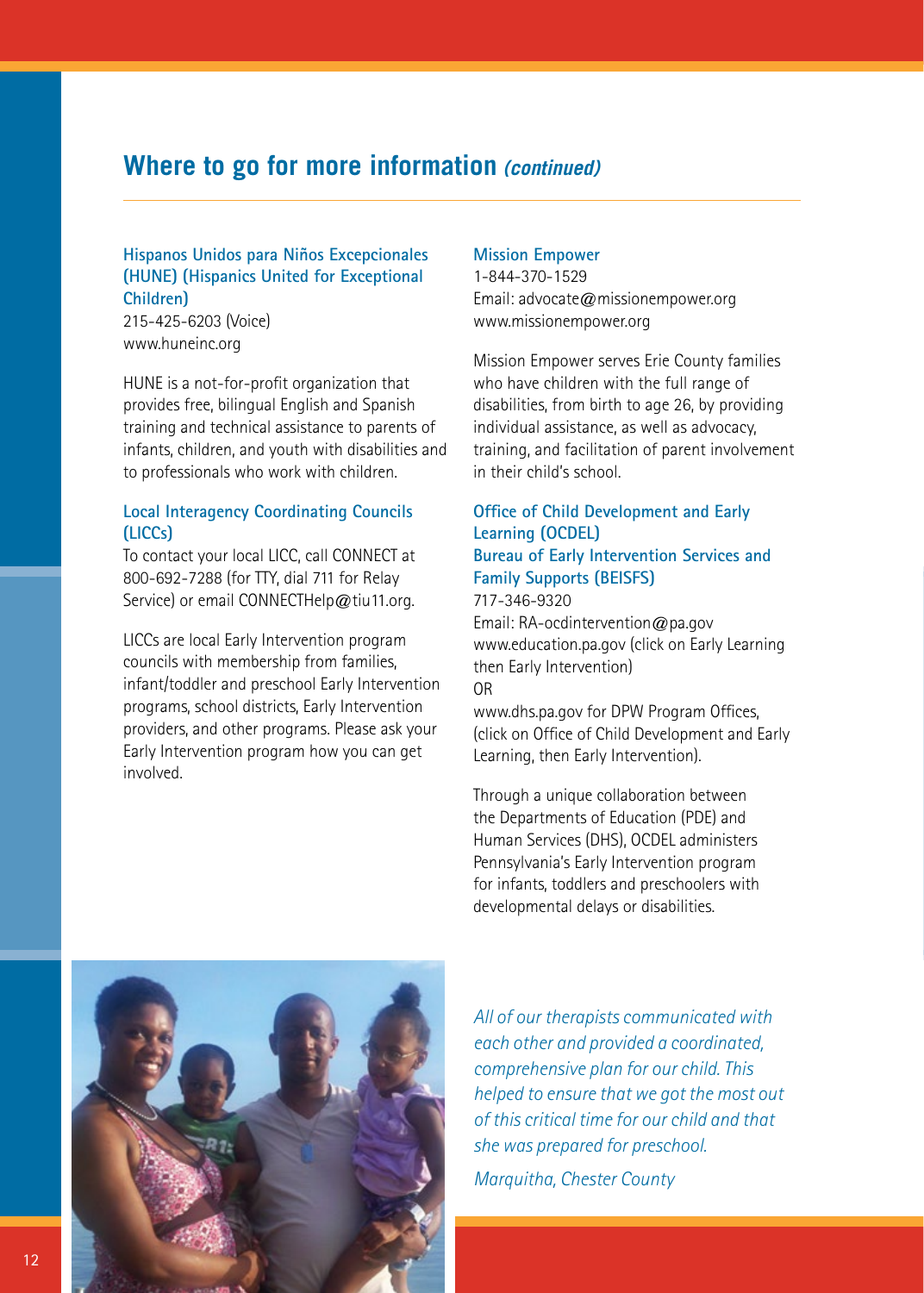## Where to go for more information *(continued)*

### Hispanos Unidos para Niños Excepcionales (HUNE) (Hispanics United for Exceptional Children)

215-425-6203 (Voice)
www.huneinc.org

HUNE is a not-for-profit organization that provides free, bilingual English and Spanish training and technical assistance to parents of infants, children, and youth with disabilities and to professionals who work with children.

### Local Interagency Coordinating Councils (LICCs)

To contact your local LICC, call CONNECT at 800-692-7288 (for TTY, dial 711 for Relay Service) or email CONNECTHelp@tiu11.org.

LICCs are local Early Intervention program councils with membership from families, infant/toddler and preschool Early Intervention programs, school districts, Early Intervention providers, and other programs. Please ask your Early Intervention program how you can get involved.

### Mission Empower

1-844-370-1529
Email: advocate@missionempower.org
www.missionempower.org

Mission Empower serves Erie County families who have children with the full range of disabilities, from birth to age 26, by providing individual assistance, as well as advocacy, training, and facilitation of parent involvement in their child's school.

### Office of Child Development and Early Learning (OCDEL)
### Bureau of Early Intervention Services and Family Supports (BEISFS)

717-346-9320
Email: RA-ocdintervention@pa.gov
www.education.pa.gov (click on Early Learning then Early Intervention)
OR
www.dhs.pa.gov for DPW Program Offices, (click on Office of Child Development and Early Learning, then Early Intervention).

Through a unique collaboration between the Departments of Education (PDE) and Human Services (DHS), OCDEL administers Pennsylvania's Early Intervention program for infants, toddlers and preschoolers with developmental delays or disabilities.

*All of our therapists communicated with each other and provided a coordinated, comprehensive plan for our child. This helped to ensure that we got the most out of this critical time for our child and that she was prepared for preschool.*

*Marquitha, Chester County*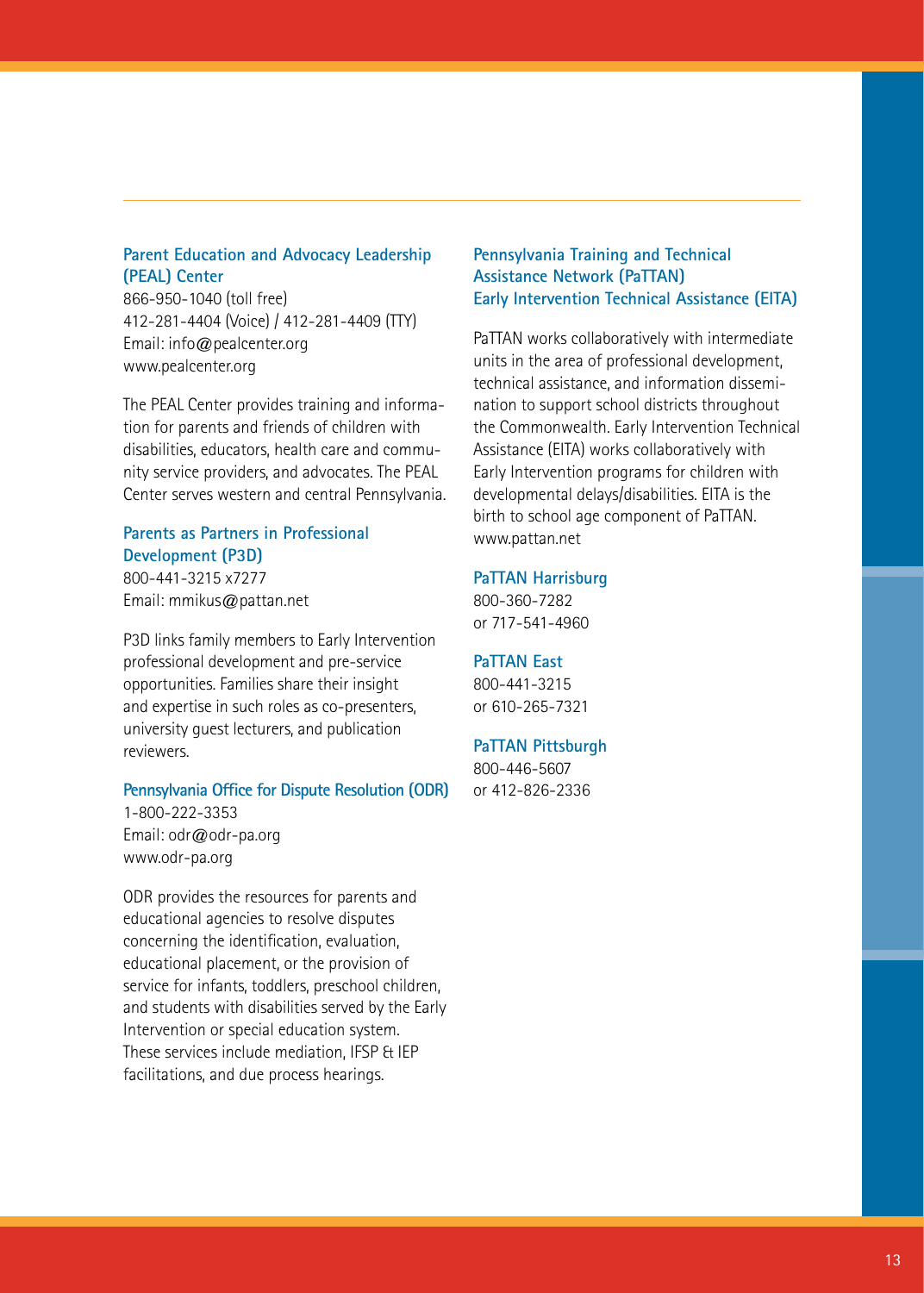### Parent Education and Advocacy Leadership (PEAL) Center

866-950-1040 (toll free)
412-281-4404 (Voice) / 412-281-4409 (TTY)
Email: info@pealcenter.org
www.pealcenter.org

The PEAL Center provides training and information for parents and friends of children with disabilities, educators, health care and community service providers, and advocates. The PEAL Center serves western and central Pennsylvania.

### Parents as Partners in Professional Development (P3D)

800-441-3215 x7277
Email: mmikus@pattan.net

P3D links family members to Early Intervention professional development and pre-service opportunities. Families share their insight and expertise in such roles as co-presenters, university guest lecturers, and publication reviewers.

### Pennsylvania Office for Dispute Resolution (ODR)

1-800-222-3353
Email: odr@odr-pa.org
www.odr-pa.org

ODR provides the resources for parents and educational agencies to resolve disputes concerning the identification, evaluation, educational placement, or the provision of service for infants, toddlers, preschool children, and students with disabilities served by the Early Intervention or special education system. These services include mediation, IFSP & IEP facilitations, and due process hearings.

### Pennsylvania Training and Technical Assistance Network (PaTTAN) Early Intervention Technical Assistance (EITA)

PaTTAN works collaboratively with intermediate units in the area of professional development, technical assistance, and information dissemination to support school districts throughout the Commonwealth. Early Intervention Technical Assistance (EITA) works collaboratively with Early Intervention programs for children with developmental delays/disabilities. EITA is the birth to school age component of PaTTAN.
www.pattan.net

### PaTTAN Harrisburg

800-360-7282
or 717-541-4960

### PaTTAN East

800-441-3215
or 610-265-7321

### PaTTAN Pittsburgh

800-446-5607
or 412-826-2336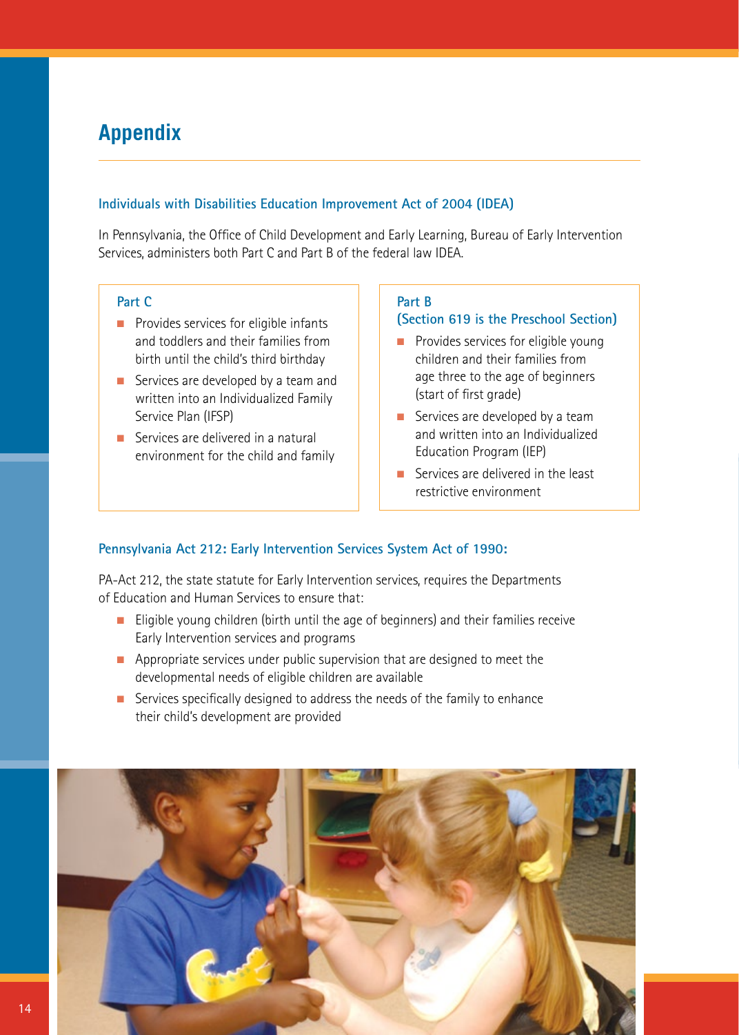# Appendix

### Individuals with Disabilities Education Improvement Act of 2004 (IDEA)

In Pennsylvania, the Office of Child Development and Early Learning, Bureau of Early Intervention Services, administers both Part C and Part B of the federal law IDEA.

#### Part C

- Provides services for eligible infants and toddlers and their families from birth until the child's third birthday
- Services are developed by a team and written into an Individualized Family Service Plan (IFSP)
- Services are delivered in a natural environment for the child and family

#### Part B (Section 619 is the Preschool Section)

- Provides services for eligible young children and their families from age three to the age of beginners (start of first grade)
- Services are developed by a team and written into an Individualized Education Program (IEP)
- Services are delivered in the least restrictive environment

### Pennsylvania Act 212: Early Intervention Services System Act of 1990:

PA-Act 212, the state statute for Early Intervention services, requires the Departments of Education and Human Services to ensure that:

- Eligible young children (birth until the age of beginners) and their families receive Early Intervention services and programs
- Appropriate services under public supervision that are designed to meet the developmental needs of eligible children are available
- Services specifically designed to address the needs of the family to enhance their child's development are provided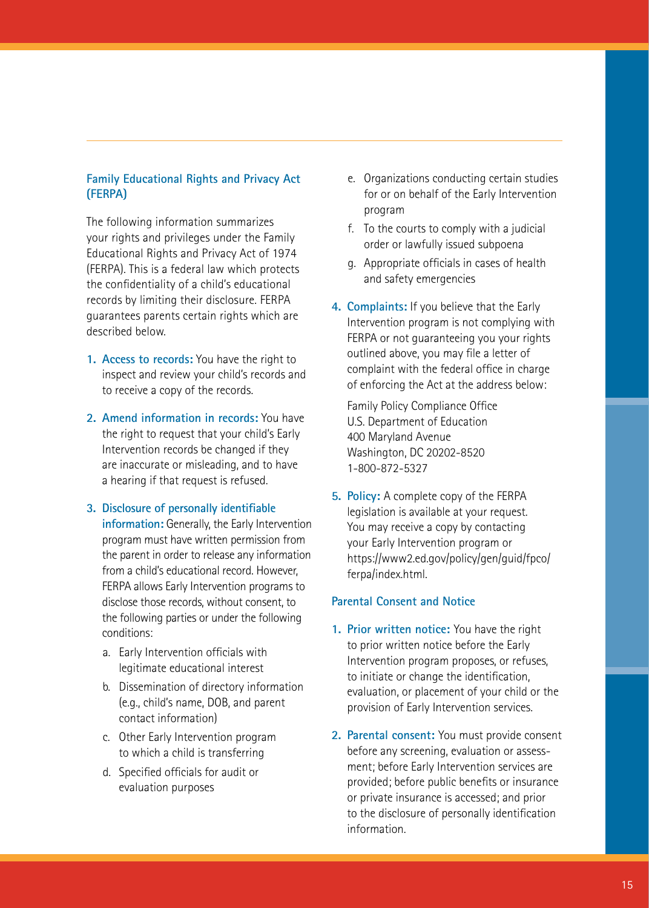## Family Educational Rights and Privacy Act (FERPA)

The following information summarizes your rights and privileges under the Family Educational Rights and Privacy Act of 1974 (FERPA). This is a federal law which protects the confidentiality of a child's educational records by limiting their disclosure. FERPA guarantees parents certain rights which are described below.

1. **Access to records:** You have the right to inspect and review your child's records and to receive a copy of the records.

2. **Amend information in records:** You have the right to request that your child's Early Intervention records be changed if they are inaccurate or misleading, and to have a hearing if that request is refused.

3. **Disclosure of personally identifiable information:** Generally, the Early Intervention program must have written permission from the parent in order to release any information from a child's educational record. However, FERPA allows Early Intervention programs to disclose those records, without consent, to the following parties or under the following conditions:
   a. Early Intervention officials with legitimate educational interest
   b. Dissemination of directory information (e.g., child's name, DOB, and parent contact information)
   c. Other Early Intervention program to which a child is transferring
   d. Specified officials for audit or evaluation purposes
   e. Organizations conducting certain studies for or on behalf of the Early Intervention program
   f. To the courts to comply with a judicial order or lawfully issued subpoena
   g. Appropriate officials in cases of health and safety emergencies

4. **Complaints:** If you believe that the Early Intervention program is not complying with FERPA or not guaranteeing you your rights outlined above, you may file a letter of complaint with the federal office in charge of enforcing the Act at the address below:

   Family Policy Compliance Office
   U.S. Department of Education
   400 Maryland Avenue
   Washington, DC 20202-8520
   1-800-872-5327

5. **Policy:** A complete copy of the FERPA legislation is available at your request. You may receive a copy by contacting your Early Intervention program or https://www2.ed.gov/policy/gen/guid/fpco/ferpa/index.html.

## Parental Consent and Notice

1. **Prior written notice:** You have the right to prior written notice before the Early Intervention program proposes, or refuses, to initiate or change the identification, evaluation, or placement of your child or the provision of Early Intervention services.

2. **Parental consent:** You must provide consent before any screening, evaluation or assessment; before Early Intervention services are provided; before public benefits or insurance or private insurance is accessed; and prior to the disclosure of personally identification information.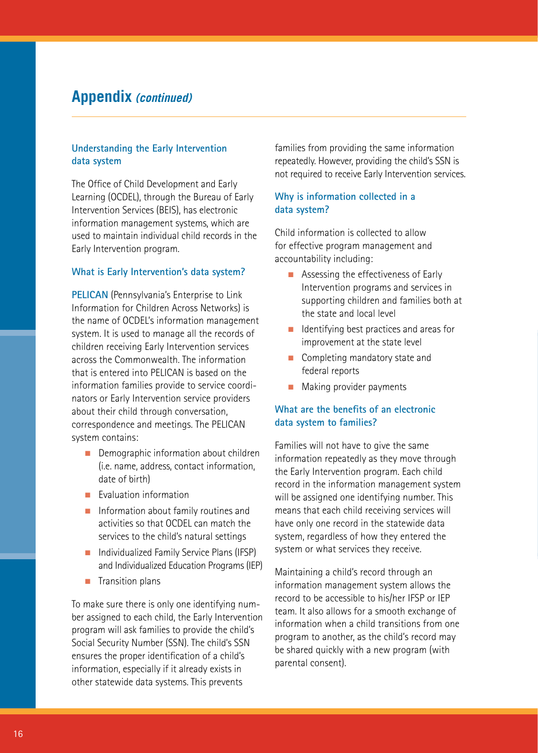# Appendix *(continued)*

### Understanding the Early Intervention data system

The Office of Child Development and Early Learning (OCDEL), through the Bureau of Early Intervention Services (BEIS), has electronic information management systems, which are used to maintain individual child records in the Early Intervention program.

### What is Early Intervention's data system?

PELICAN (Pennsylvania's Enterprise to Link Information for Children Across Networks) is the name of OCDEL's information management system. It is used to manage all the records of children receiving Early Intervention services across the Commonwealth. The information that is entered into PELICAN is based on the information families provide to service coordinators or Early Intervention service providers about their child through conversation, correspondence and meetings. The PELICAN system contains:

- Demographic information about children (i.e. name, address, contact information, date of birth)
- Evaluation information
- Information about family routines and activities so that OCDEL can match the services to the child's natural settings
- Individualized Family Service Plans (IFSP) and Individualized Education Programs (IEP)
- Transition plans

To make sure there is only one identifying number assigned to each child, the Early Intervention program will ask families to provide the child's Social Security Number (SSN). The child's SSN ensures the proper identification of a child's information, especially if it already exists in other statewide data systems. This prevents families from providing the same information repeatedly. However, providing the child's SSN is not required to receive Early Intervention services.

### Why is information collected in a data system?

Child information is collected to allow for effective program management and accountability including:

- Assessing the effectiveness of Early Intervention programs and services in supporting children and families both at the state and local level
- Identifying best practices and areas for improvement at the state level
- Completing mandatory state and federal reports
- Making provider payments

### What are the benefits of an electronic data system to families?

Families will not have to give the same information repeatedly as they move through the Early Intervention program. Each child record in the information management system will be assigned one identifying number. This means that each child receiving services will have only one record in the statewide data system, regardless of how they entered the system or what services they receive.

Maintaining a child's record through an information management system allows the record to be accessible to his/her IFSP or IEP team. It also allows for a smooth exchange of information when a child transitions from one program to another, as the child's record may be shared quickly with a new program (with parental consent).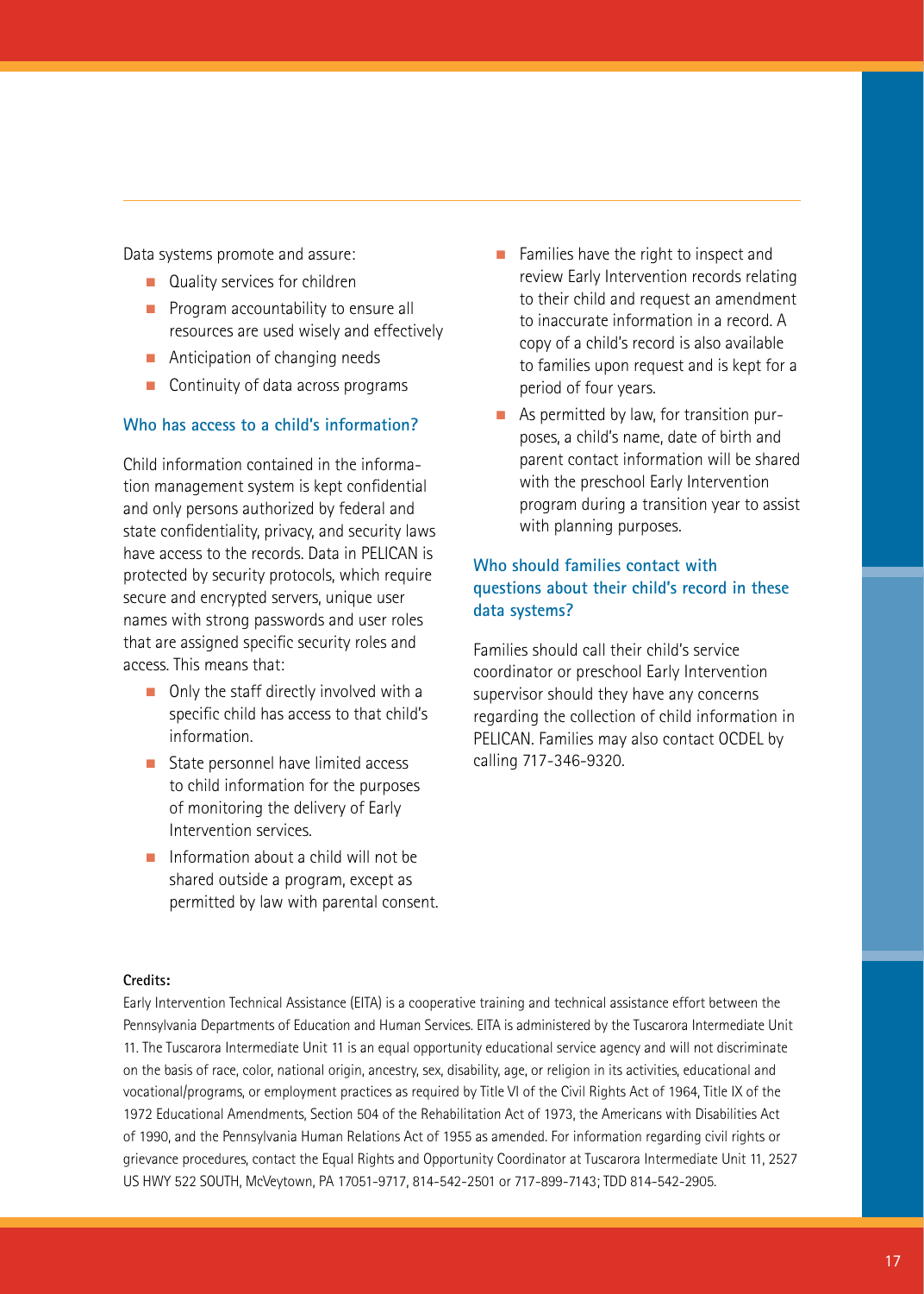Data systems promote and assure:

- Quality services for children
- Program accountability to ensure all resources are used wisely and effectively
- Anticipation of changing needs
- Continuity of data across programs

### Who has access to a child's information?

Child information contained in the information management system is kept confidential and only persons authorized by federal and state confidentiality, privacy, and security laws have access to the records. Data in PELICAN is protected by security protocols, which require secure and encrypted servers, unique user names with strong passwords and user roles that are assigned specific security roles and access. This means that:

- Only the staff directly involved with a specific child has access to that child's information.
- State personnel have limited access to child information for the purposes of monitoring the delivery of Early Intervention services.
- Information about a child will not be shared outside a program, except as permitted by law with parental consent.
- Families have the right to inspect and review Early Intervention records relating to their child and request an amendment to inaccurate information in a record. A copy of a child's record is also available to families upon request and is kept for a period of four years.
- As permitted by law, for transition purposes, a child's name, date of birth and parent contact information will be shared with the preschool Early Intervention program during a transition year to assist with planning purposes.

### Who should families contact with questions about their child's record in these data systems?

Families should call their child's service coordinator or preschool Early Intervention supervisor should they have any concerns regarding the collection of child information in PELICAN. Families may also contact OCDEL by calling 717-346-9320.

**Credits:**

Early Intervention Technical Assistance (EITA) is a cooperative training and technical assistance effort between the Pennsylvania Departments of Education and Human Services. EITA is administered by the Tuscarora Intermediate Unit 11. The Tuscarora Intermediate Unit 11 is an equal opportunity educational service agency and will not discriminate on the basis of race, color, national origin, ancestry, sex, disability, age, or religion in its activities, educational and vocational/programs, or employment practices as required by Title VI of the Civil Rights Act of 1964, Title IX of the 1972 Educational Amendments, Section 504 of the Rehabilitation Act of 1973, the Americans with Disabilities Act of 1990, and the Pennsylvania Human Relations Act of 1955 as amended. For information regarding civil rights or grievance procedures, contact the Equal Rights and Opportunity Coordinator at Tuscarora Intermediate Unit 11, 2527 US HWY 522 SOUTH, McVeytown, PA 17051-9717, 814-542-2501 or 717-899-7143; TDD 814-542-2905.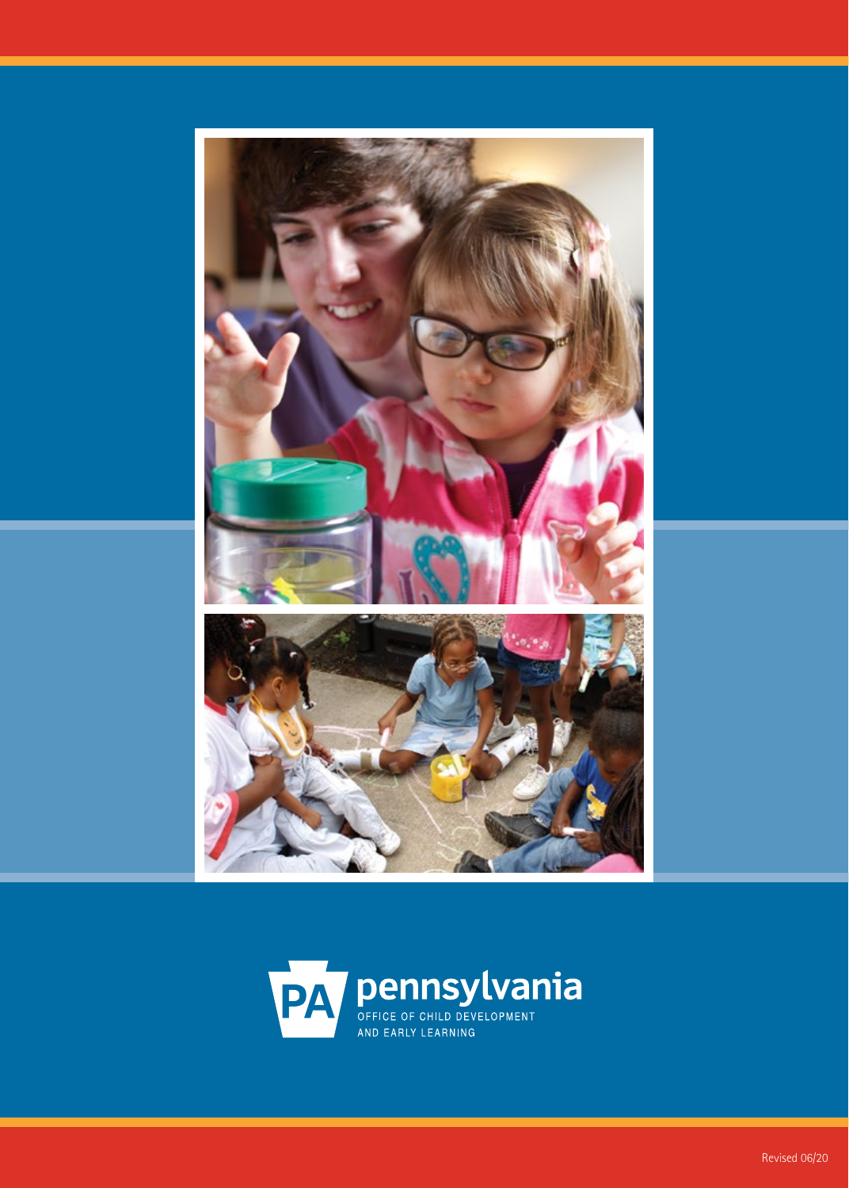pennsylvania

OFFICE OF CHILD DEVELOPMENT AND EARLY LEARNING

Revised 06/20